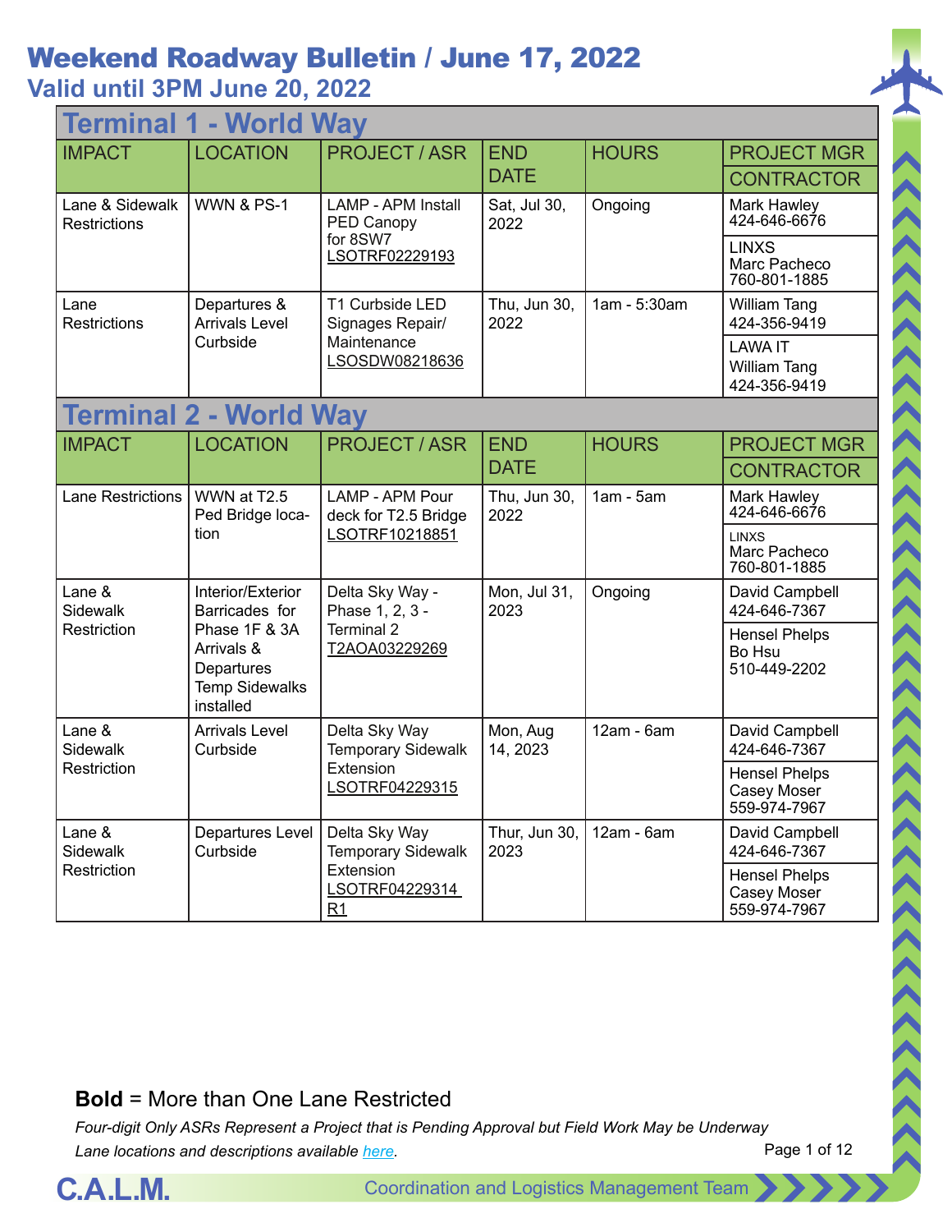# Weekend Roadway Bulletin / June 17, 2022

## Valid until 3PM June 20, 2022

### Terminal 1 - World Way

| IMPACT | LOCATION | PROJECT / ASR | END DATE | HOURS | PROJECT MGR / CONTRACTOR |
|---|---|---|---|---|---|
| Lane & Sidewalk Restrictions | WWN & PS-1 | LAMP - APM Install PED Canopy for 8SW7 LSOTRF02229193 | Sat, Jul 30, 2022 | Ongoing | Mark Hawley 424-646-6676 / LINXS Marc Pacheco 760-801-1885 |
| Lane Restrictions | Departures & Arrivals Level Curbside | T1 Curbside LED Signages Repair/ Maintenance LSOSDW08218636 | Thu, Jun 30, 2022 | 1am - 5:30am | William Tang 424-356-9419 / LAWA IT William Tang 424-356-9419 |

### Terminal 2 - World Way

| IMPACT | LOCATION | PROJECT / ASR | END DATE | HOURS | PROJECT MGR / CONTRACTOR |
|---|---|---|---|---|---|
| Lane Restrictions | WWN at T2.5 Ped Bridge location | LAMP - APM Pour deck for T2.5 Bridge LSOTRF10218851 | Thu, Jun 30, 2022 | 1am - 5am | Mark Hawley 424-646-6676 / LINXS Marc Pacheco 760-801-1885 |
| Lane & Sidewalk Restriction | Interior/Exterior Barricades for Phase 1F & 3A Arrivals & Departures Temp Sidewalks installed | Delta Sky Way - Phase 1, 2, 3 - Terminal 2 T2AOA03229269 | Mon, Jul 31, 2023 | Ongoing | David Campbell 424-646-7367 / Hensel Phelps Bo Hsu 510-449-2202 |
| Lane & Sidewalk Restriction | Arrivals Level Curbside | Delta Sky Way Temporary Sidewalk Extension LSOTRF04229315 | Mon, Aug 14, 2023 | 12am - 6am | David Campbell 424-646-7367 / Hensel Phelps Casey Moser 559-974-7967 |
| Lane & Sidewalk Restriction | Departures Level Curbside | Delta Sky Way Temporary Sidewalk Extension LSOTRF04229314 R1 | Thur, Jun 30, 2023 | 12am - 6am | David Campbell 424-646-7367 / Hensel Phelps Casey Moser 559-974-7967 |

**Bold** = More than One Lane Restricted

*Four-digit Only ASRs Represent a Project that is Pending Approval but Field Work May be Underway*

*Lane locations and descriptions available here.*

C.A.L.M. Coordination and Logistics Management Team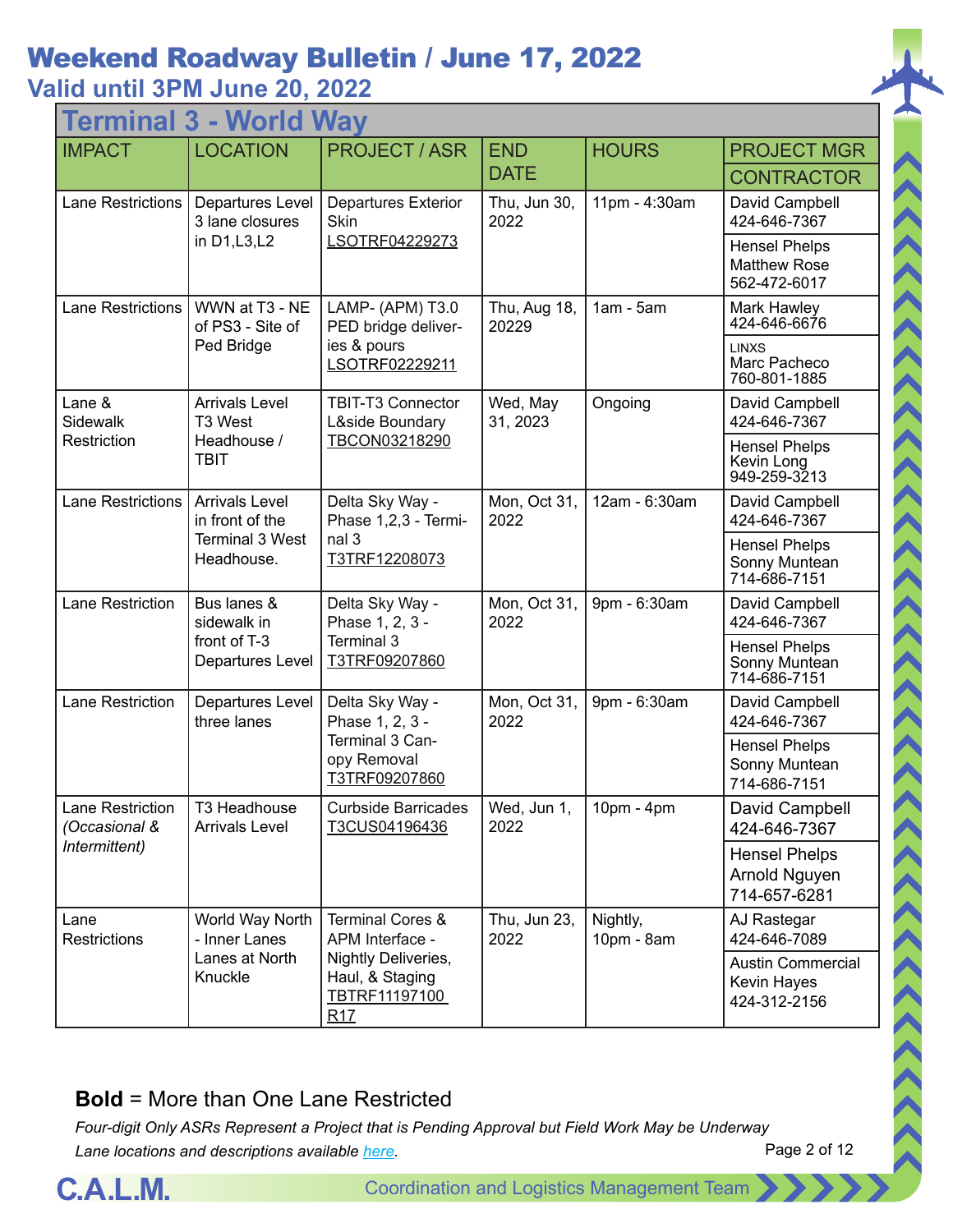# Weekend Roadway Bulletin / June 17, 2022

## Valid until 3PM June 20, 2022

### Terminal 3 - World Way

| IMPACT | LOCATION | PROJECT / ASR | END DATE | HOURS | PROJECT MGR / CONTRACTOR |
|---|---|---|---|---|---|
| Lane Restrictions | Departures Level 3 lane closures in D1,L3,L2 | Departures Exterior Skin LSOTRF04229273 | Thu, Jun 30, 2022 | 11pm - 4:30am | David Campbell 424-646-7367 |
| | | | | | Hensel Phelps Matthew Rose 562-472-6017 |
| Lane Restrictions | WWN at T3 - NE of PS3 - Site of Ped Bridge | LAMP- (APM) T3.0 PED bridge deliveries & pours LSOTRF02229211 | Thu, Aug 18, 20229 | 1am - 5am | Mark Hawley 424-646-6676 |
| | | | | | LINXS Marc Pacheco 760-801-1885 |
| Lane & Sidewalk Restriction | Arrivals Level T3 West Headhouse / TBIT | TBIT-T3 Connector L&side Boundary TBCON03218290 | Wed, May 31, 2023 | Ongoing | David Campbell 424-646-7367 |
| | | | | | Hensel Phelps Kevin Long 949-259-3213 |
| Lane Restrictions | Arrivals Level in front of the Terminal 3 West Headhouse. | Delta Sky Way - Phase 1,2,3 - Terminal 3 T3TRF12208073 | Mon, Oct 31, 2022 | 12am - 6:30am | David Campbell 424-646-7367 |
| | | | | | Hensel Phelps Sonny Muntean 714-686-7151 |
| Lane Restriction | Bus lanes & sidewalk in front of T-3 Departures Level | Delta Sky Way - Phase 1, 2, 3 - Terminal 3 T3TRF09207860 | Mon, Oct 31, 2022 | 9pm - 6:30am | David Campbell 424-646-7367 |
| | | | | | Hensel Phelps Sonny Muntean 714-686-7151 |
| Lane Restriction | Departures Level three lanes | Delta Sky Way - Phase 1, 2, 3 - Terminal 3 Canopy Removal T3TRF09207860 | Mon, Oct 31, 2022 | 9pm - 6:30am | David Campbell 424-646-7367 |
| | | | | | Hensel Phelps Sonny Muntean 714-686-7151 |
| Lane Restriction *(Occasional & Intermittent)* | T3 Headhouse Arrivals Level | Curbside Barricades T3CUS04196436 | Wed, Jun 1, 2022 | 10pm - 4pm | David Campbell 424-646-7367 |
| | | | | | Hensel Phelps Arnold Nguyen 714-657-6281 |
| Lane Restrictions | World Way North - Inner Lanes Lanes at North Knuckle | Terminal Cores & APM Interface - Nightly Deliveries, Haul, & Staging TBTRF11197100 R17 | Thu, Jun 23, 2022 | Nightly, 10pm - 8am | AJ Rastegar 424-646-7089 |
| | | | | | Austin Commercial Kevin Hayes 424-312-2156 |

**Bold** = More than One Lane Restricted

*Four-digit Only ASRs Represent a Project that is Pending Approval but Field Work May be Underway*

*Lane locations and descriptions available here.*

C.A.L.M. Coordination and Logistics Management Team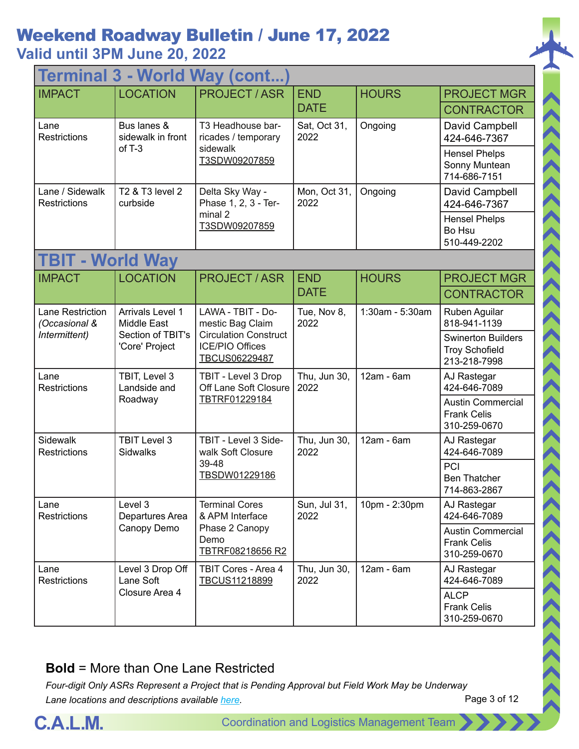# Weekend Roadway Bulletin / June 17, 2022

## Valid until 3PM June 20, 2022

## Terminal 3 - World Way (cont...)

| IMPACT | LOCATION | PROJECT / ASR | END DATE | HOURS | PROJECT MGR / CONTRACTOR |
|---|---|---|---|---|---|
| Lane Restrictions | Bus lanes & sidewalk in front of T-3 | T3 Headhouse barricades / temporary sidewalk T3SDW09207859 | Sat, Oct 31, 2022 | Ongoing | David Campbell 424-646-7367 / Hensel Phelps Sonny Muntean 714-686-7151 |
| Lane / Sidewalk Restrictions | T2 & T3 level 2 curbside | Delta Sky Way - Phase 1, 2, 3 - Terminal 2 T3SDW09207859 | Mon, Oct 31, 2022 | Ongoing | David Campbell 424-646-7367 / Hensel Phelps Bo Hsu 510-449-2202 |

## TBIT - World Way

| IMPACT | LOCATION | PROJECT / ASR | END DATE | HOURS | PROJECT MGR / CONTRACTOR |
|---|---|---|---|---|---|
| Lane Restriction *(Occasional & Intermittent)* | Arrivals Level 1 Middle East Section of TBIT's 'Core' Project | LAWA - TBIT - Domestic Bag Claim Circulation Construct ICE/PIO Offices TBCUS06229487 | Tue, Nov 8, 2022 | 1:30am - 5:30am | Ruben Aguilar 818-941-1139 / Swinerton Builders Troy Schofield 213-218-7998 |
| Lane Restrictions | TBIT, Level 3 Landside and Roadway | TBIT - Level 3 Drop Off Lane Soft Closure TBTRF01229184 | Thu, Jun 30, 2022 | 12am - 6am | AJ Rastegar 424-646-7089 / Austin Commercial Frank Celis 310-259-0670 |
| Sidewalk Restrictions | TBIT Level 3 Sidwalks | TBIT - Level 3 Sidewalk Soft Closure 39-48 TBSDW01229186 | Thu, Jun 30, 2022 | 12am - 6am | AJ Rastegar 424-646-7089 / PCI Ben Thatcher 714-863-2867 |
| Lane Restrictions | Level 3 Departures Area Canopy Demo | Terminal Cores & APM Interface Phase 2 Canopy Demo TBTRF08218656 R2 | Sun, Jul 31, 2022 | 10pm - 2:30pm | AJ Rastegar 424-646-7089 / Austin Commercial Frank Celis 310-259-0670 |
| Lane Restrictions | Level 3 Drop Off Lane Soft Closure Area 4 | TBIT Cores - Area 4 TBCUS11218899 | Thu, Jun 30, 2022 | 12am - 6am | AJ Rastegar 424-646-7089 / ALCP Frank Celis 310-259-0670 |

**Bold** = More than One Lane Restricted

*Four-digit Only ASRs Represent a Project that is Pending Approval but Field Work May be Underway*

*Lane locations and descriptions available here.*

C.A.L.M. Coordination and Logistics Management Team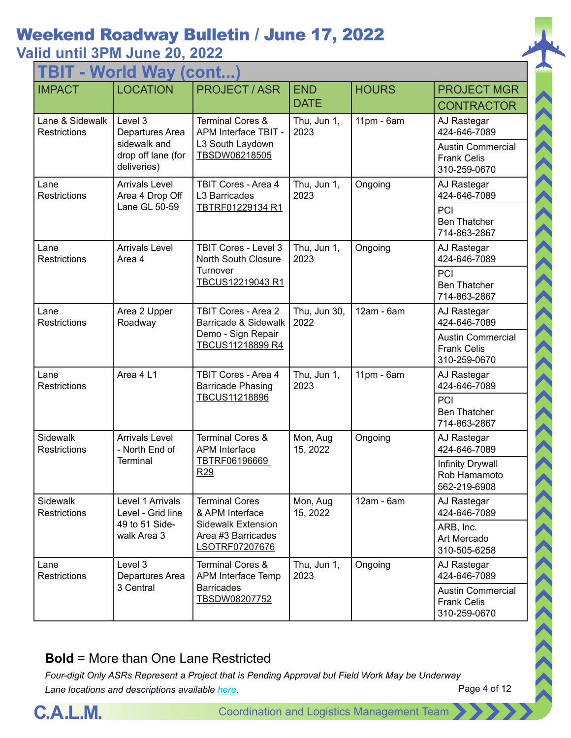# Weekend Roadway Bulletin / June 17, 2022

## Valid until 3PM June 20, 2022

### TBIT - World Way (cont...)

| IMPACT | LOCATION | PROJECT / ASR | END DATE | HOURS | PROJECT MGR / CONTRACTOR |
|---|---|---|---|---|---|
| Lane & Sidewalk Restrictions | Level 3 Departures Area sidewalk and drop off lane (for deliveries) | Terminal Cores & APM Interface TBIT - L3 South Laydown TBSDW06218505 | Thu, Jun 1, 2023 | 11pm - 6am | AJ Rastegar 424-646-7089 / Austin Commercial Frank Celis 310-259-0670 |
| Lane Restrictions | Arrivals Level Area 4 Drop Off Lane GL 50-59 | TBIT Cores - Area 4 L3 Barricades TBTRF01229134 R1 | Thu, Jun 1, 2023 | Ongoing | AJ Rastegar 424-646-7089 / PCI Ben Thatcher 714-863-2867 |
| Lane Restrictions | Arrivals Level Area 4 | TBIT Cores - Level 3 North South Closure Turnover TBCUS12219043 R1 | Thu, Jun 1, 2023 | Ongoing | AJ Rastegar 424-646-7089 / PCI Ben Thatcher 714-863-2867 |
| Lane Restrictions | Area 2 Upper Roadway | TBIT Cores - Area 2 Barricade & Sidewalk Demo - Sign Repair TBCUS11218899 R4 | Thu, Jun 30, 2022 | 12am - 6am | AJ Rastegar 424-646-7089 / Austin Commercial Frank Celis 310-259-0670 |
| Lane Restrictions | Area 4 L1 | TBIT Cores - Area 4 Barricade Phasing TBCUS11218896 | Thu, Jun 1, 2023 | 11pm - 6am | AJ Rastegar 424-646-7089 / PCI Ben Thatcher 714-863-2867 |
| Sidewalk Restrictions | Arrivals Level - North End of Terminal | Terminal Cores & APM Interface TBTRF06196669 R29 | Mon, Aug 15, 2022 | Ongoing | AJ Rastegar 424-646-7089 / Infinity Drywall Rob Hamamoto 562-219-6908 |
| Sidewalk Restrictions | Level 1 Arrivals Level - Grid line 49 to 51 Side-walk Area 3 | Terminal Cores & APM Interface Sidewalk Extension Area #3 Barricades LSOTRF07207676 | Mon, Aug 15, 2022 | 12am - 6am | AJ Rastegar 424-646-7089 / ARB, Inc. Art Mercado 310-505-6258 |
| Lane Restrictions | Level 3 Departures Area 3 Central | Terminal Cores & APM Interface Temp Barricades TBSDW08207752 | Thu, Jun 1, 2023 | Ongoing | AJ Rastegar 424-646-7089 / Austin Commercial Frank Celis 310-259-0670 |

**Bold** = More than One Lane Restricted

*Four-digit Only ASRs Represent a Project that is Pending Approval but Field Work May be Underway*

*Lane locations and descriptions available here.*

C.A.L.M. Coordination and Logistics Management Team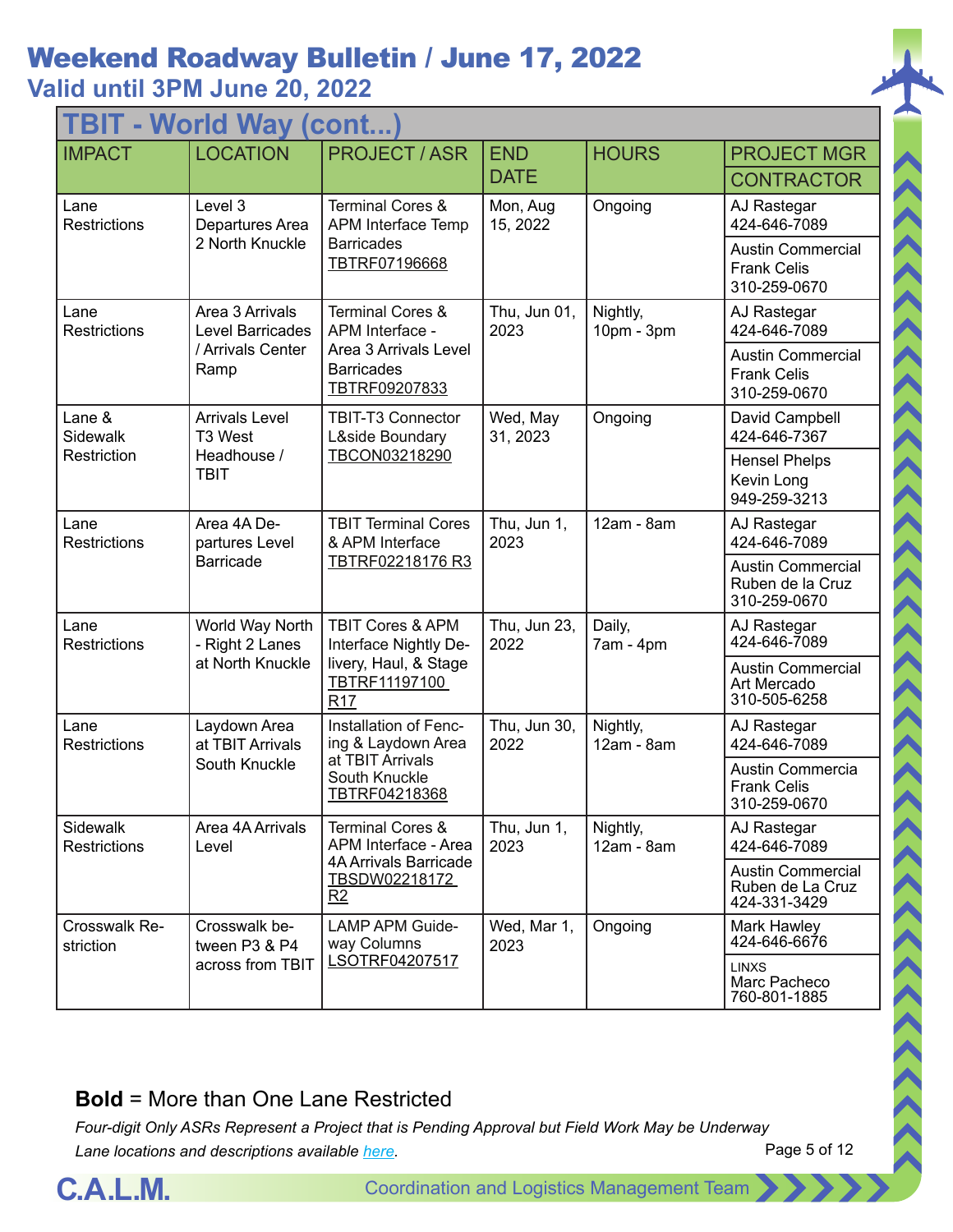# Weekend Roadway Bulletin / June 17, 2022

## Valid until 3PM June 20, 2022

| TBIT - World Way (cont...) | | | | | |
|---|---|---|---|---|---|
| IMPACT | LOCATION | PROJECT / ASR | END DATE | HOURS | PROJECT MGR / CONTRACTOR |
| Lane Restrictions | Level 3 Departures Area 2 North Knuckle | Terminal Cores & APM Interface Temp Barricades TBTRF07196668 | Mon, Aug 15, 2022 | Ongoing | AJ Rastegar 424-646-7089 / Austin Commercial Frank Celis 310-259-0670 |
| Lane Restrictions | Area 3 Arrivals Level Barricades / Arrivals Center Ramp | Terminal Cores & APM Interface - Area 3 Arrivals Level Barricades TBTRF09207833 | Thu, Jun 01, 2023 | Nightly, 10pm - 3pm | AJ Rastegar 424-646-7089 / Austin Commercial Frank Celis 310-259-0670 |
| Lane & Sidewalk Restriction | Arrivals Level T3 West Headhouse / TBIT | TBIT-T3 Connector L&side Boundary TBCON03218290 | Wed, May 31, 2023 | Ongoing | David Campbell 424-646-7367 / Hensel Phelps Kevin Long 949-259-3213 |
| Lane Restrictions | Area 4A Departures Level Barricade | TBIT Terminal Cores & APM Interface TBTRF02218176 R3 | Thu, Jun 1, 2023 | 12am - 8am | AJ Rastegar 424-646-7089 / Austin Commercial Ruben de la Cruz 310-259-0670 |
| Lane Restrictions | World Way North - Right 2 Lanes at North Knuckle | TBIT Cores & APM Interface Nightly Delivery, Haul, & Stage TBTRF11197100 R17 | Thu, Jun 23, 2022 | Daily, 7am - 4pm | AJ Rastegar 424-646-7089 / Austin Commercial Art Mercado 310-505-6258 |
| Lane Restrictions | Laydown Area at TBIT Arrivals South Knuckle | Installation of Fencing & Laydown Area at TBIT Arrivals South Knuckle TBTRF04218368 | Thu, Jun 30, 2022 | Nightly, 12am - 8am | AJ Rastegar 424-646-7089 / Austin Commercia Frank Celis 310-259-0670 |
| Sidewalk Restrictions | Area 4A Arrivals Level | Terminal Cores & APM Interface - Area 4A Arrivals Barricade TBSDW02218172 R2 | Thu, Jun 1, 2023 | Nightly, 12am - 8am | AJ Rastegar 424-646-7089 / Austin Commercial Ruben de La Cruz 424-331-3429 |
| Crosswalk Restriction | Crosswalk between P3 & P4 across from TBIT | LAMP APM Guideway Columns LSOTRF04207517 | Wed, Mar 1, 2023 | Ongoing | Mark Hawley 424-646-6676 / LINXS Marc Pacheco 760-801-1885 |

**Bold** = More than One Lane Restricted

*Four-digit Only ASRs Represent a Project that is Pending Approval but Field Work May be Underway*

*Lane locations and descriptions available here.*

C.A.L.M. Coordination and Logistics Management Team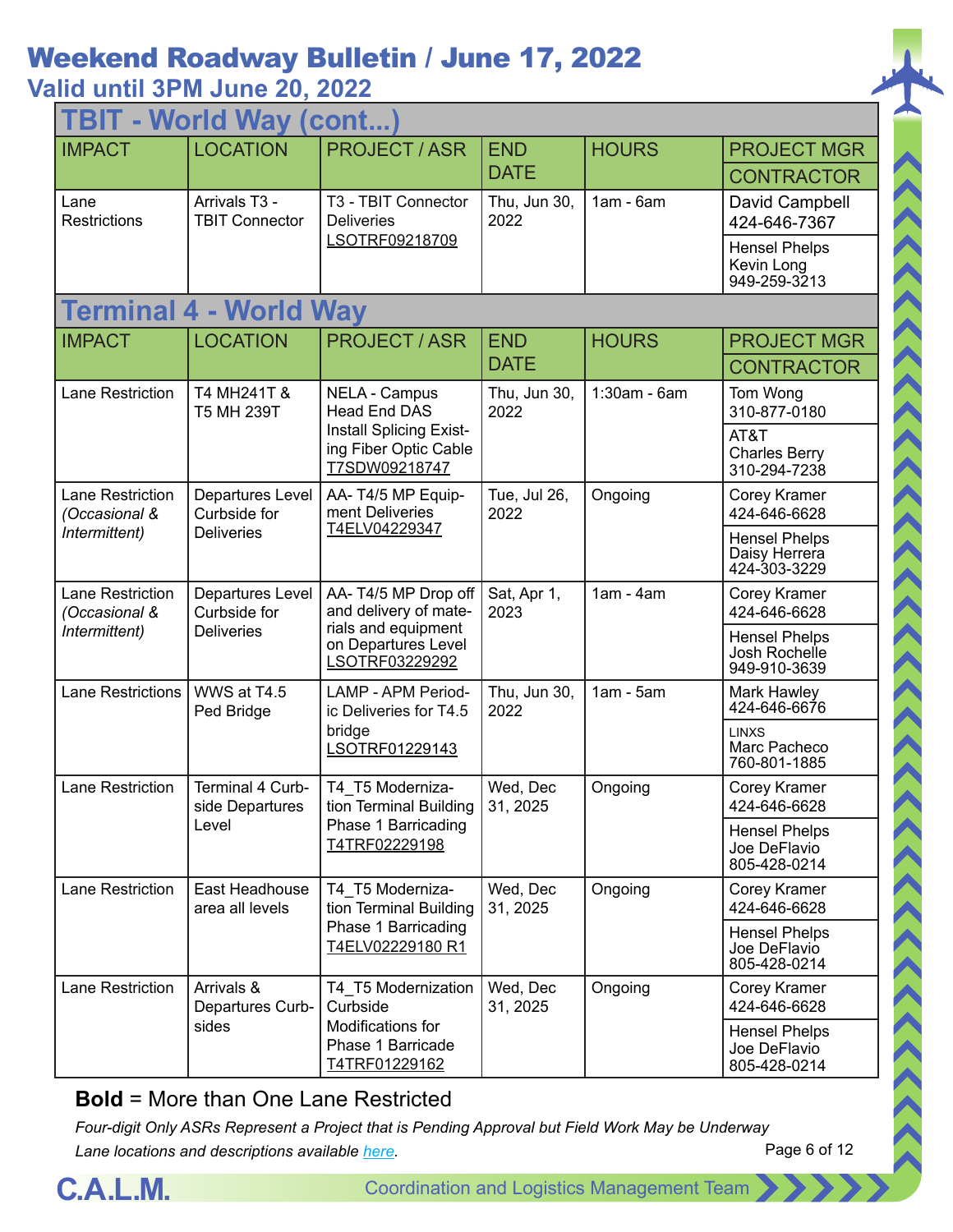# Weekend Roadway Bulletin / June 17, 2022

## Valid until 3PM June 20, 2022

### TBIT - World Way (cont...)

| IMPACT | LOCATION | PROJECT / ASR | END DATE | HOURS | PROJECT MGR / CONTRACTOR |
|---|---|---|---|---|---|
| Lane Restrictions | Arrivals T3 - TBIT Connector | T3 - TBIT Connector Deliveries LSOTRF09218709 | Thu, Jun 30, 2022 | 1am - 6am | David Campbell 424-646-7367 / Hensel Phelps Kevin Long 949-259-3213 |

### Terminal 4 - World Way

| IMPACT | LOCATION | PROJECT / ASR | END DATE | HOURS | PROJECT MGR / CONTRACTOR |
|---|---|---|---|---|---|
| Lane Restriction | T4 MH241T & T5 MH 239T | NELA - Campus Head End DAS Install Splicing Existing Fiber Optic Cable T7SDW09218747 | Thu, Jun 30, 2022 | 1:30am - 6am | Tom Wong 310-877-0180 / AT&T Charles Berry 310-294-7238 |
| Lane Restriction *(Occasional & Intermittent)* | Departures Level Curbside for Deliveries | AA- T4/5 MP Equipment Deliveries T4ELV04229347 | Tue, Jul 26, 2022 | Ongoing | Corey Kramer 424-646-6628 / Hensel Phelps Daisy Herrera 424-303-3229 |
| Lane Restriction *(Occasional & Intermittent)* | Departures Level Curbside for Deliveries | AA- T4/5 MP Drop off and delivery of materials and equipment on Departures Level LSOTRF03229292 | Sat, Apr 1, 2023 | 1am - 4am | Corey Kramer 424-646-6628 / Hensel Phelps Josh Rochelle 949-910-3639 |
| Lane Restrictions | WWS at T4.5 Ped Bridge | LAMP - APM Periodic Deliveries for T4.5 bridge LSOTRF01229143 | Thu, Jun 30, 2022 | 1am - 5am | Mark Hawley 424-646-6676 / LINXS Marc Pacheco 760-801-1885 |
| Lane Restriction | Terminal 4 Curbside Departures Level | T4_T5 Modernization Terminal Building Phase 1 Barricading T4TRF02229198 | Wed, Dec 31, 2025 | Ongoing | Corey Kramer 424-646-6628 / Hensel Phelps Joe DeFlavio 805-428-0214 |
| Lane Restriction | East Headhouse area all levels | T4_T5 Modernization Terminal Building Phase 1 Barricading T4ELV02229180 R1 | Wed, Dec 31, 2025 | Ongoing | Corey Kramer 424-646-6628 / Hensel Phelps Joe DeFlavio 805-428-0214 |
| Lane Restriction | Arrivals & Departures Curbsides | T4_T5 Modernization Curbside Modifications for Phase 1 Barricade T4TRF01229162 | Wed, Dec 31, 2025 | Ongoing | Corey Kramer 424-646-6628 / Hensel Phelps Joe DeFlavio 805-428-0214 |

**Bold** = More than One Lane Restricted

*Four-digit Only ASRs Represent a Project that is Pending Approval but Field Work May be Underway*

*Lane locations and descriptions available here.*

C.A.L.M. Coordination and Logistics Management Team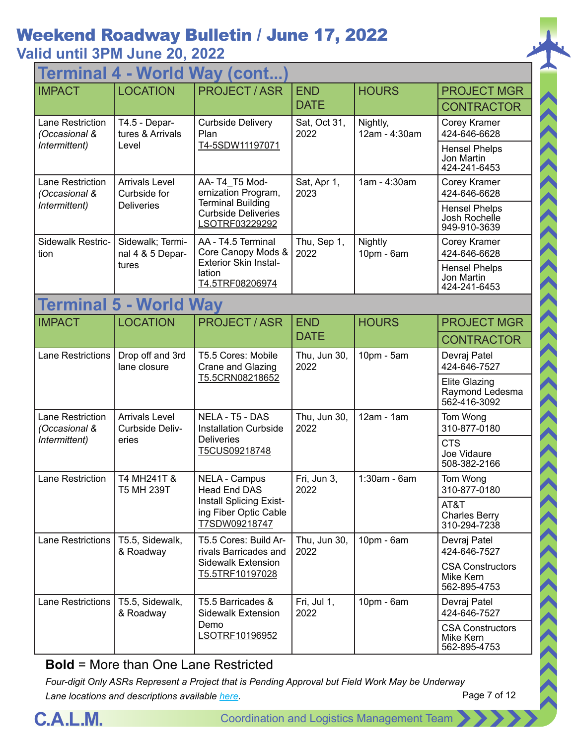# Weekend Roadway Bulletin / June 17, 2022

## Valid until 3PM June 20, 2022

## Terminal 4 - World Way (cont...)

| IMPACT | LOCATION | PROJECT / ASR | END DATE | HOURS | PROJECT MGR / CONTRACTOR |
|---|---|---|---|---|---|
| Lane Restriction *(Occasional & Intermittent)* | T4.5 - Departures & Arrivals Level | Curbside Delivery Plan T4-5SDW11197071 | Sat, Oct 31, 2022 | Nightly, 12am - 4:30am | Corey Kramer 424-646-6628 / Hensel Phelps Jon Martin 424-241-6453 |
| Lane Restriction *(Occasional & Intermittent)* | Arrivals Level Curbside for Deliveries | AA- T4_T5 Modernization Program, Terminal Building Curbside Deliveries LSOTRF03229292 | Sat, Apr 1, 2023 | 1am - 4:30am | Corey Kramer 424-646-6628 / Hensel Phelps Josh Rochelle 949-910-3639 |
| Sidewalk Restriction | Sidewalk; Terminal 4 & 5 Departures | AA - T4.5 Terminal Core Canopy Mods & Exterior Skin Installation T4.5TRF08206974 | Thu, Sep 1, 2022 | Nightly 10pm - 6am | Corey Kramer 424-646-6628 / Hensel Phelps Jon Martin 424-241-6453 |

## Terminal 5 - World Way

| IMPACT | LOCATION | PROJECT / ASR | END DATE | HOURS | PROJECT MGR / CONTRACTOR |
|---|---|---|---|---|---|
| Lane Restrictions | Drop off and 3rd lane closure | T5.5 Cores: Mobile Crane and Glazing T5.5CRN08218652 | Thu, Jun 30, 2022 | 10pm - 5am | Devraj Patel 424-646-7527 / Elite Glazing Raymond Ledesma 562-416-3092 |
| Lane Restriction *(Occasional & Intermittent)* | Arrivals Level Curbside Deliveries | NELA - T5 - DAS Installation Curbside Deliveries T5CUS09218748 | Thu, Jun 30, 2022 | 12am - 1am | Tom Wong 310-877-0180 / CTS Joe Vidaure 508-382-2166 |
| Lane Restriction | T4 MH241T & T5 MH 239T | NELA - Campus Head End DAS Install Splicing Existing Fiber Optic Cable T7SDW09218747 | Fri, Jun 3, 2022 | 1:30am - 6am | Tom Wong 310-877-0180 / AT&T Charles Berry 310-294-7238 |
| Lane Restrictions | T5.5, Sidewalk, & Roadway | T5.5 Cores: Build Arrivals Barricades and Sidewalk Extension T5.5TRF10197028 | Thu, Jun 30, 2022 | 10pm - 6am | Devraj Patel 424-646-7527 / CSA Constructors Mike Kern 562-895-4753 |
| Lane Restrictions | T5.5, Sidewalk, & Roadway | T5.5 Barricades & Sidewalk Extension Demo LSOTRF10196952 | Fri, Jul 1, 2022 | 10pm - 6am | Devraj Patel 424-646-7527 / CSA Constructors Mike Kern 562-895-4753 |

**Bold** = More than One Lane Restricted

*Four-digit Only ASRs Represent a Project that is Pending Approval but Field Work May be Underway*

*Lane locations and descriptions available here.*

C.A.L.M. Coordination and Logistics Management Team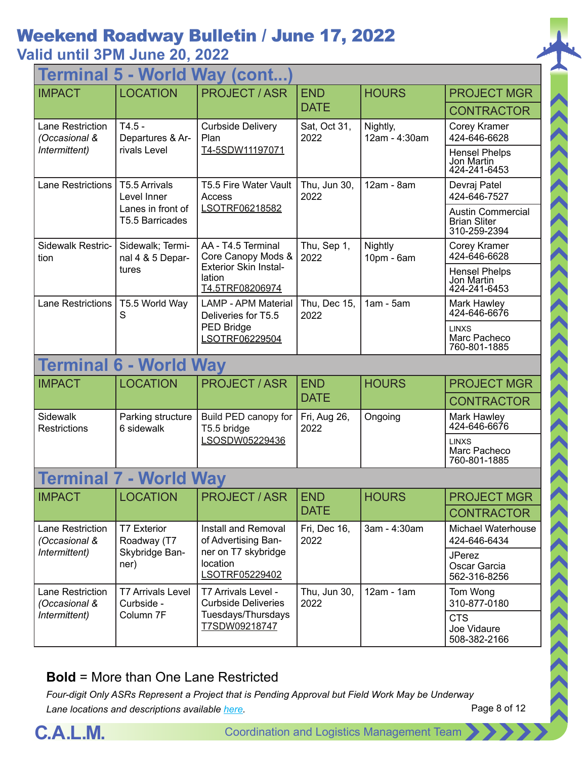# Weekend Roadway Bulletin / June 17, 2022

## Valid until 3PM June 20, 2022

## Terminal 5 - World Way (cont...)

| IMPACT | LOCATION | PROJECT / ASR | END DATE | HOURS | PROJECT MGR / CONTRACTOR |
|---|---|---|---|---|---|
| Lane Restriction *(Occasional & Intermittent)* | T4.5 - Departures & Arrivals Level | Curbside Delivery Plan T4-5SDW11197071 | Sat, Oct 31, 2022 | Nightly, 12am - 4:30am | Corey Kramer 424-646-6628 / Hensel Phelps Jon Martin 424-241-6453 |
| Lane Restrictions | T5.5 Arrivals Level Inner Lanes in front of T5.5 Barricades | T5.5 Fire Water Vault Access LSOTRF06218582 | Thu, Jun 30, 2022 | 12am - 8am | Devraj Patel 424-646-7527 / Austin Commercial Brian Sliter 310-259-2394 |
| Sidewalk Restriction | Sidewalk; Terminal 4 & 5 Departures | AA - T4.5 Terminal Core Canopy Mods & Exterior Skin Installation T4.5TRF08206974 | Thu, Sep 1, 2022 | Nightly 10pm - 6am | Corey Kramer 424-646-6628 / Hensel Phelps Jon Martin 424-241-6453 |
| Lane Restrictions | T5.5 World Way S | LAMP - APM Material Deliveries for T5.5 PED Bridge LSOTRF06229504 | Thu, Dec 15, 2022 | 1am - 5am | Mark Hawley 424-646-6676 / LINXS Marc Pacheco 760-801-1885 |

## Terminal 6 - World Way

| IMPACT | LOCATION | PROJECT / ASR | END DATE | HOURS | PROJECT MGR / CONTRACTOR |
|---|---|---|---|---|---|
| Sidewalk Restrictions | Parking structure 6 sidewalk | Build PED canopy for T5.5 bridge LSOSDW05229436 | Fri, Aug 26, 2022 | Ongoing | Mark Hawley 424-646-6676 / LINXS Marc Pacheco 760-801-1885 |

## Terminal 7 - World Way

| IMPACT | LOCATION | PROJECT / ASR | END DATE | HOURS | PROJECT MGR / CONTRACTOR |
|---|---|---|---|---|---|
| Lane Restriction *(Occasional & Intermittent)* | T7 Exterior Roadway (T7 Skybridge Banner) | Install and Removal of Advertising Banner on T7 skybridge location LSOTRF05229402 | Fri, Dec 16, 2022 | 3am - 4:30am | Michael Waterhouse 424-646-6434 / JPerez Oscar Garcia 562-316-8256 |
| Lane Restriction *(Occasional & Intermittent)* | T7 Arrivals Level Curbside - Column 7F | T7 Arrivals Level - Curbside Deliveries Tuesdays/Thursdays T7SDW09218747 | Thu, Jun 30, 2022 | 12am - 1am | Tom Wong 310-877-0180 / CTS Joe Vidaure 508-382-2166 |

**Bold** = More than One Lane Restricted

*Four-digit Only ASRs Represent a Project that is Pending Approval but Field Work May be Underway*

*Lane locations and descriptions available here.*

C.A.L.M. Coordination and Logistics Management Team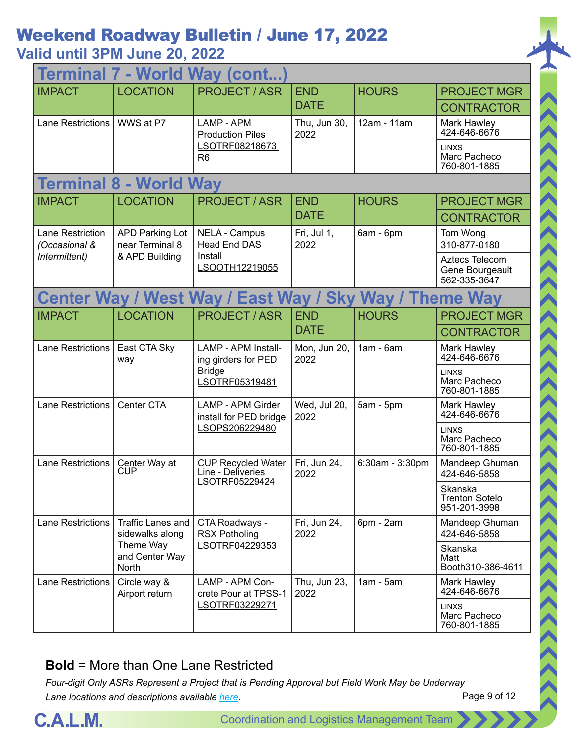# Weekend Roadway Bulletin / June 17, 2022

## Valid until 3PM June 20, 2022

## Terminal 7 - World Way (cont...)

| IMPACT | LOCATION | PROJECT / ASR | END DATE | HOURS | PROJECT MGR / CONTRACTOR |
|---|---|---|---|---|---|
| Lane Restrictions | WWS at P7 | LAMP - APM Production Piles LSOTRF08218673 R6 | Thu, Jun 30, 2022 | 12am - 11am | Mark Hawley 424-646-6676 / LINXS Marc Pacheco 760-801-1885 |

## Terminal 8 - World Way

| IMPACT | LOCATION | PROJECT / ASR | END DATE | HOURS | PROJECT MGR / CONTRACTOR |
|---|---|---|---|---|---|
| Lane Restriction *(Occasional & Intermittent)* | APD Parking Lot near Terminal 8 & APD Building | NELA - Campus Head End DAS Install LSOOTH12219055 | Fri, Jul 1, 2022 | 6am - 6pm | Tom Wong 310-877-0180 / Aztecs Telecom Gene Bourgeault 562-335-3647 |

## Center Way / West Way / East Way / Sky Way / Theme Way

| IMPACT | LOCATION | PROJECT / ASR | END DATE | HOURS | PROJECT MGR / CONTRACTOR |
|---|---|---|---|---|---|
| Lane Restrictions | East CTA Sky way | LAMP - APM Installing girders for PED Bridge LSOTRF05319481 | Mon, Jun 20, 2022 | 1am - 6am | Mark Hawley 424-646-6676 / LINXS Marc Pacheco 760-801-1885 |
| Lane Restrictions | Center CTA | LAMP - APM Girder install for PED bridge LSOPS206229480 | Wed, Jul 20, 2022 | 5am - 5pm | Mark Hawley 424-646-6676 / LINXS Marc Pacheco 760-801-1885 |
| Lane Restrictions | Center Way at CUP | CUP Recycled Water Line - Deliveries LSOTRF05229424 | Fri, Jun 24, 2022 | 6:30am - 3:30pm | Mandeep Ghuman 424-646-5858 / Skanska Trenton Sotelo 951-201-3998 |
| Lane Restrictions | Traffic Lanes and sidewalks along Theme Way and Center Way North | CTA Roadways - RSX Potholing LSOTRF04229353 | Fri, Jun 24, 2022 | 6pm - 2am | Mandeep Ghuman 424-646-5858 / Skanska Matt Booth310-386-4611 |
| Lane Restrictions | Circle way & Airport return | LAMP - APM Concrete Pour at TPSS-1 LSOTRF03229271 | Thu, Jun 23, 2022 | 1am - 5am | Mark Hawley 424-646-6676 / LINXS Marc Pacheco 760-801-1885 |

**Bold** = More than One Lane Restricted

*Four-digit Only ASRs Represent a Project that is Pending Approval but Field Work May be Underway*

*Lane locations and descriptions available here.*

C.A.L.M. Coordination and Logistics Management Team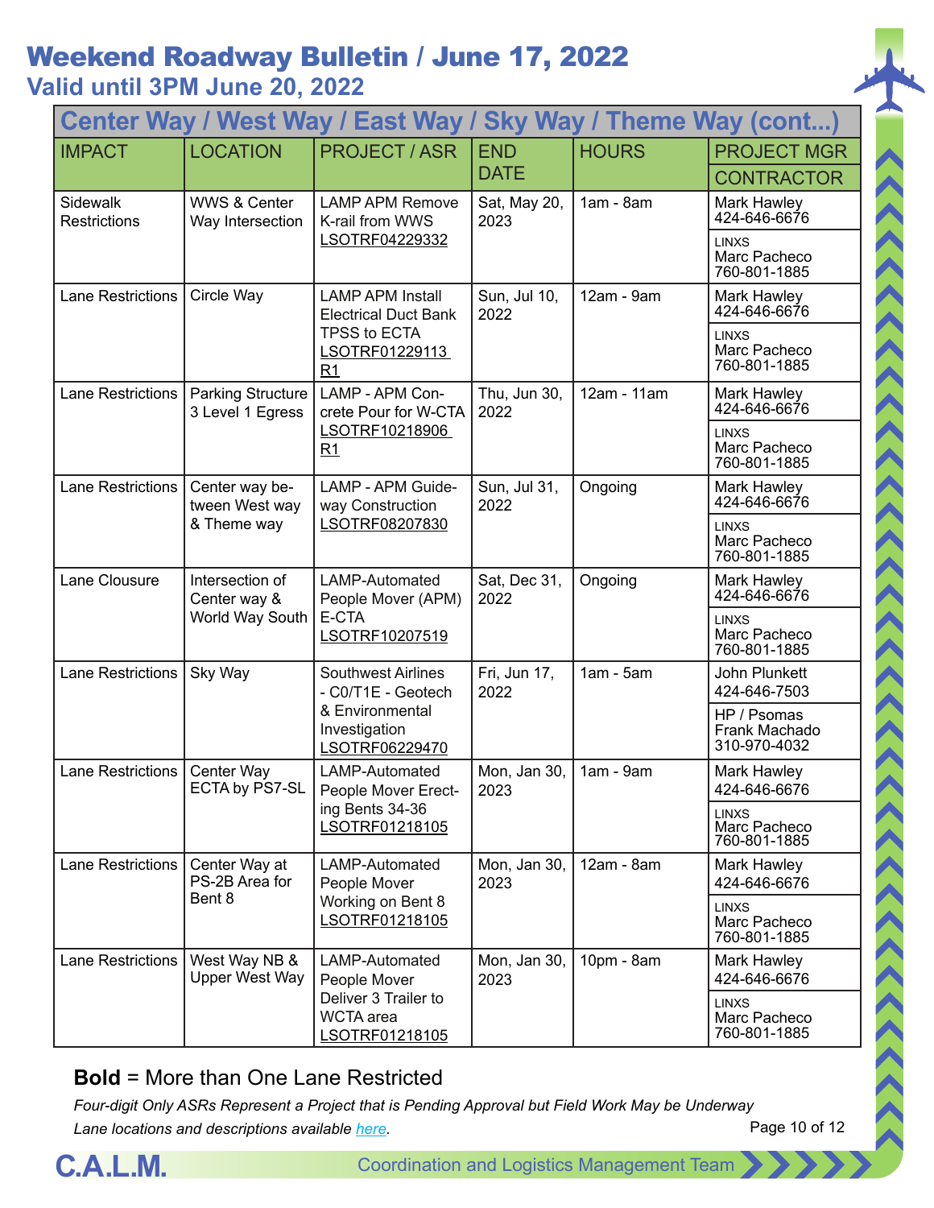# Weekend Roadway Bulletin / June 17, 2022

## Valid until 3PM June 20, 2022

| Center Way / West Way / East Way / Sky Way / Theme Way (cont...) | | | | | |
|---|---|---|---|---|---|
| IMPACT | LOCATION | PROJECT / ASR | END DATE | HOURS | PROJECT MGR / CONTRACTOR |
| Sidewalk Restrictions | WWS & Center Way Intersection | LAMP APM Remove K-rail from WWS LSOTRF04229332 | Sat, May 20, 2023 | 1am - 8am | Mark Hawley 424-646-6676 / LINXS Marc Pacheco 760-801-1885 |
| Lane Restrictions | Circle Way | LAMP APM Install Electrical Duct Bank TPSS to ECTA LSOTRF01229113 R1 | Sun, Jul 10, 2022 | 12am - 9am | Mark Hawley 424-646-6676 / LINXS Marc Pacheco 760-801-1885 |
| Lane Restrictions | Parking Structure 3 Level 1 Egress | LAMP - APM Concrete Pour for W-CTA LSOTRF10218906 R1 | Thu, Jun 30, 2022 | 12am - 11am | Mark Hawley 424-646-6676 / LINXS Marc Pacheco 760-801-1885 |
| Lane Restrictions | Center way between West way & Theme way | LAMP - APM Guideway Construction LSOTRF08207830 | Sun, Jul 31, 2022 | Ongoing | Mark Hawley 424-646-6676 / LINXS Marc Pacheco 760-801-1885 |
| Lane Clousure | Intersection of Center way & World Way South | LAMP-Automated People Mover (APM) E-CTA LSOTRF10207519 | Sat, Dec 31, 2022 | Ongoing | Mark Hawley 424-646-6676 / LINXS Marc Pacheco 760-801-1885 |
| Lane Restrictions | Sky Way | Southwest Airlines - C0/T1E - Geotech & Environmental Investigation LSOTRF06229470 | Fri, Jun 17, 2022 | 1am - 5am | John Plunkett 424-646-7503 / HP / Psomas Frank Machado 310-970-4032 |
| Lane Restrictions | Center Way ECTA by PS7-SL | LAMP-Automated People Mover Erecting Bents 34-36 LSOTRF01218105 | Mon, Jan 30, 2023 | 1am - 9am | Mark Hawley 424-646-6676 / LINXS Marc Pacheco 760-801-1885 |
| Lane Restrictions | Center Way at PS-2B Area for Bent 8 | LAMP-Automated People Mover Working on Bent 8 LSOTRF01218105 | Mon, Jan 30, 2023 | 12am - 8am | Mark Hawley 424-646-6676 / LINXS Marc Pacheco 760-801-1885 |
| Lane Restrictions | West Way NB & Upper West Way | LAMP-Automated People Mover Deliver 3 Trailer to WCTA area LSOTRF01218105 | Mon, Jan 30, 2023 | 10pm - 8am | Mark Hawley 424-646-6676 / LINXS Marc Pacheco 760-801-1885 |

**Bold** = More than One Lane Restricted

*Four-digit Only ASRs Represent a Project that is Pending Approval but Field Work May be Underway*

*Lane locations and descriptions available here.*

C.A.L.M. Coordination and Logistics Management Team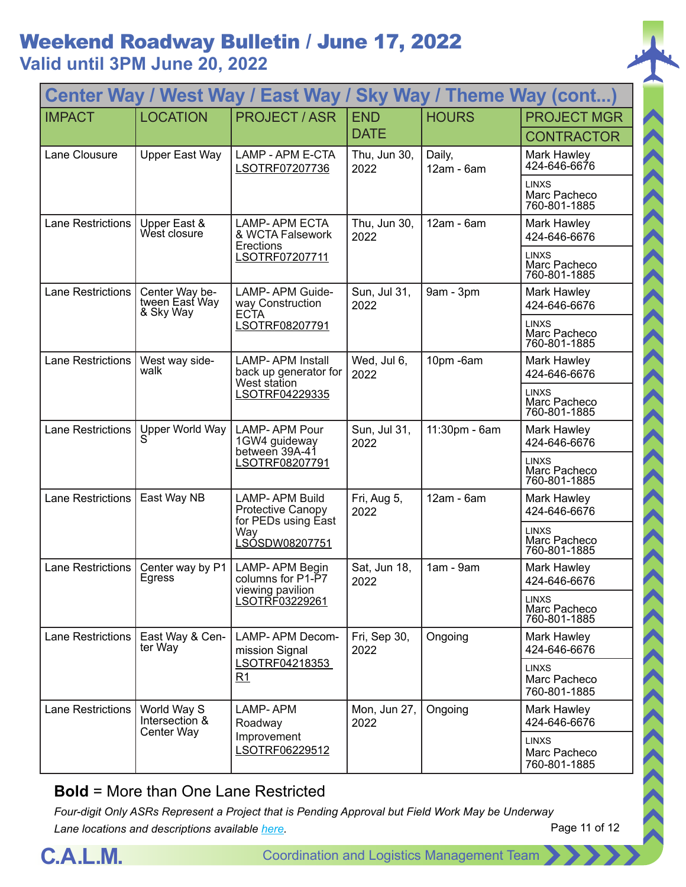# Weekend Roadway Bulletin / June 17, 2022

## Valid until 3PM June 20, 2022

| Center Way / West Way / East Way / Sky Way / Theme Way (cont...) | | | | | |
|---|---|---|---|---|---|
| IMPACT | LOCATION | PROJECT / ASR | END DATE | HOURS | PROJECT MGR / CONTRACTOR |
| Lane Clousure | Upper East Way | LAMP - APM E-CTA LSOTRF07207736 | Thu, Jun 30, 2022 | Daily, 12am - 6am | Mark Hawley 424-646-6676 / LINXS Marc Pacheco 760-801-1885 |
| Lane Restrictions | Upper East & West closure | LAMP- APM ECTA & WCTA Falsework Erections LSOTRF07207711 | Thu, Jun 30, 2022 | 12am - 6am | Mark Hawley 424-646-6676 / LINXS Marc Pacheco 760-801-1885 |
| Lane Restrictions | Center Way between East Way & Sky Way | LAMP- APM Guideway Construction ECTA LSOTRF08207791 | Sun, Jul 31, 2022 | 9am - 3pm | Mark Hawley 424-646-6676 / LINXS Marc Pacheco 760-801-1885 |
| Lane Restrictions | West way sidewalk | LAMP- APM Install back up generator for West station LSOTRF04229335 | Wed, Jul 6, 2022 | 10pm -6am | Mark Hawley 424-646-6676 / LINXS Marc Pacheco 760-801-1885 |
| Lane Restrictions | Upper World Way S | LAMP- APM Pour 1GW4 guideway between 39A-41 LSOTRF08207791 | Sun, Jul 31, 2022 | 11:30pm - 6am | Mark Hawley 424-646-6676 / LINXS Marc Pacheco 760-801-1885 |
| Lane Restrictions | East Way NB | LAMP- APM Build Protective Canopy for PEDs using East Way LSOSDW08207751 | Fri, Aug 5, 2022 | 12am - 6am | Mark Hawley 424-646-6676 / LINXS Marc Pacheco 760-801-1885 |
| Lane Restrictions | Center way by P1 Egress | LAMP- APM Begin columns for P1-P7 viewing pavilion LSOTRF03229261 | Sat, Jun 18, 2022 | 1am - 9am | Mark Hawley 424-646-6676 / LINXS Marc Pacheco 760-801-1885 |
| Lane Restrictions | East Way & Center Way | LAMP- APM Decommission Signal LSOTRF04218353 R1 | Fri, Sep 30, 2022 | Ongoing | Mark Hawley 424-646-6676 / LINXS Marc Pacheco 760-801-1885 |
| Lane Restrictions | World Way S Intersection & Center Way | LAMP- APM Roadway Improvement LSOTRF06229512 | Mon, Jun 27, 2022 | Ongoing | Mark Hawley 424-646-6676 / LINXS Marc Pacheco 760-801-1885 |

**Bold** = More than One Lane Restricted

*Four-digit Only ASRs Represent a Project that is Pending Approval but Field Work May be Underway*

*Lane locations and descriptions available here.*

C.A.L.M. Coordination and Logistics Management Team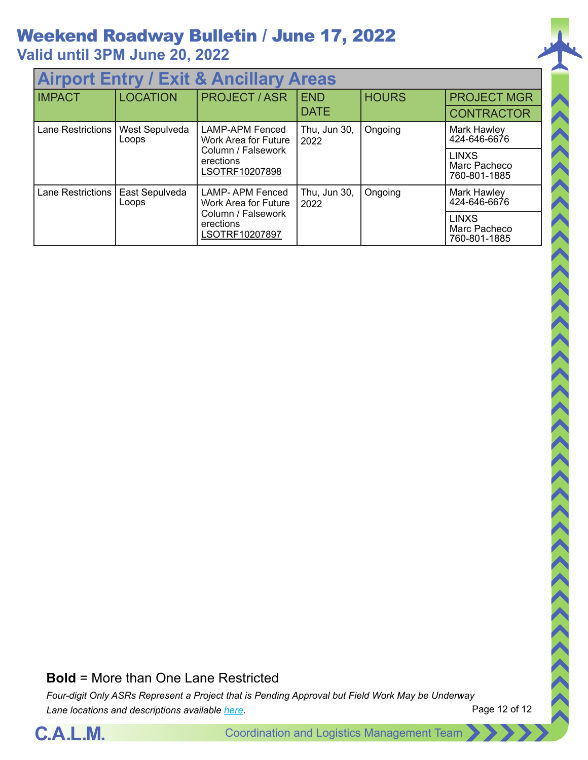# Weekend Roadway Bulletin / June 17, 2022

## Valid until 3PM June 20, 2022

### Airport Entry / Exit & Ancillary Areas

| IMPACT | LOCATION | PROJECT / ASR | END DATE | HOURS | PROJECT MGR / CONTRACTOR |
|---|---|---|---|---|---|
| Lane Restrictions | West Sepulveda Loops | LAMP-APM Fenced Work Area for Future Column / Falsework erections LSOTRF10207898 | Thu, Jun 30, 2022 | Ongoing | Mark Hawley 424-646-6676 / LINXS Marc Pacheco 760-801-1885 |
| Lane Restrictions | East Sepulveda Loops | LAMP- APM Fenced Work Area for Future Column / Falsework erections LSOTRF10207897 | Thu, Jun 30, 2022 | Ongoing | Mark Hawley 424-646-6676 / LINXS Marc Pacheco 760-801-1885 |

**Bold** = More than One Lane Restricted

*Four-digit Only ASRs Represent a Project that is Pending Approval but Field Work May be Underway*

*Lane locations and descriptions available here.*

C.A.L.M.

Coordination and Logistics Management Team